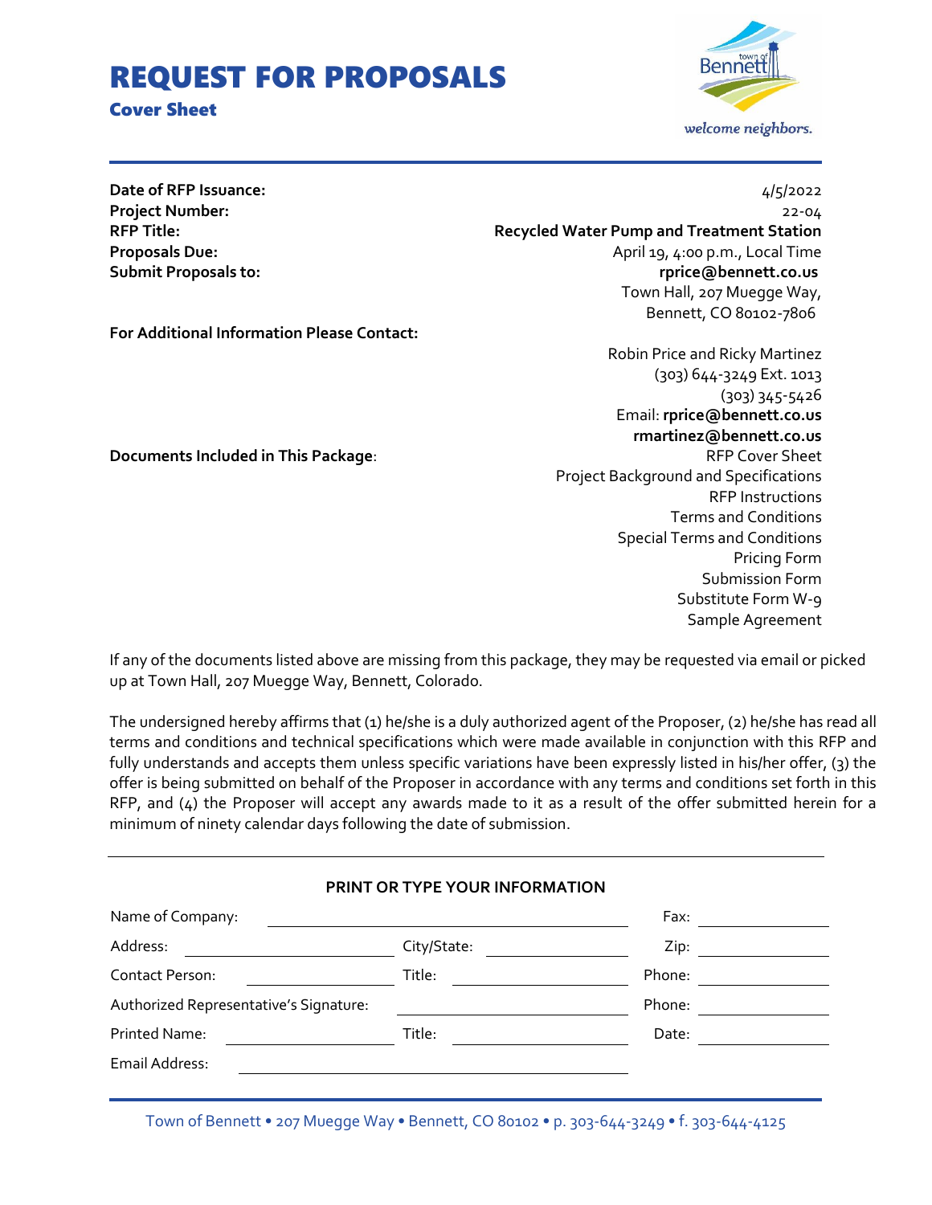# REQUEST FOR PROPOSALS

## Cover Sheet

| | |
|---|---|
| **Date of RFP Issuance:** | 4/5/2022 |
| **Project Number:** | 22-04 |
| **RFP Title:** | **Recycled Water Pump and Treatment Station** |
| **Proposals Due:** | April 19, 4:00 p.m., Local Time |
| **Submit Proposals to:** | **rprice@bennett.co.us**<br>Town Hall, 207 Muegge Way,<br>Bennett, CO 80102-7806 |
| **For Additional Information Please Contact:** | Robin Price and Ricky Martinez<br>(303) 644-3249 Ext. 1013<br>(303) 345-5426<br>Email: **rprice@bennett.co.us**<br>**rmartinez@bennett.co.us** |
| **Documents Included in This Package**: | RFP Cover Sheet<br>Project Background and Specifications<br>RFP Instructions<br>Terms and Conditions<br>Special Terms and Conditions<br>Pricing Form<br>Submission Form<br>Substitute Form W-9<br>Sample Agreement |

If any of the documents listed above are missing from this package, they may be requested via email or picked up at Town Hall, 207 Muegge Way, Bennett, Colorado.

The undersigned hereby affirms that (1) he/she is a duly authorized agent of the Proposer, (2) he/she has read all terms and conditions and technical specifications which were made available in conjunction with this RFP and fully understands and accepts them unless specific variations have been expressly listed in his/her offer, (3) the offer is being submitted on behalf of the Proposer in accordance with any terms and conditions set forth in this RFP, and (4) the Proposer will accept any awards made to it as a result of the offer submitted herein for a minimum of ninety calendar days following the date of submission.

**PRINT OR TYPE YOUR INFORMATION**

Name of Company: ______________________ Fax: __________

Address: __________ City/State: __________ Zip: __________

Contact Person: __________ Title: __________ Phone: __________

Authorized Representative's Signature: __________ Phone: __________

Printed Name: __________ Title: __________ Date: __________

Email Address: ______________________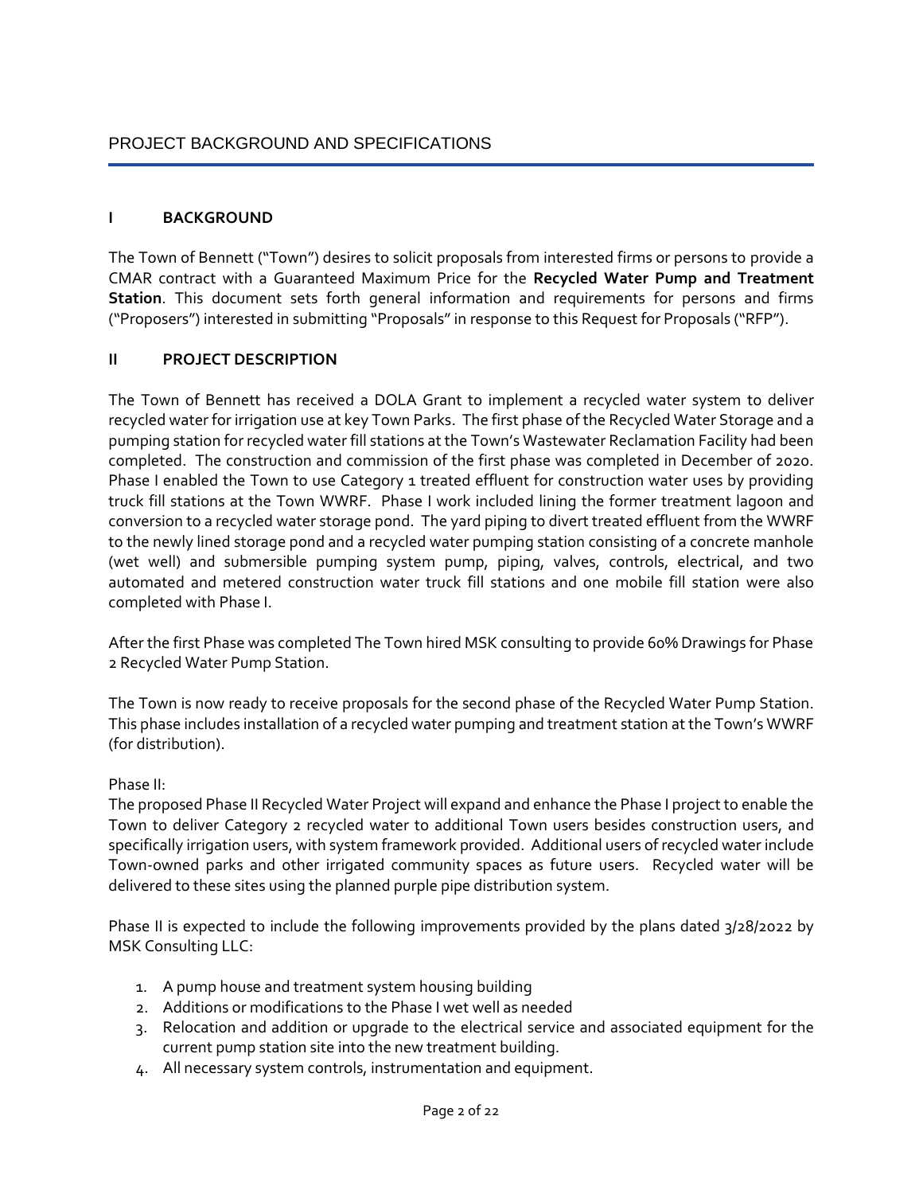# PROJECT BACKGROUND AND SPECIFICATIONS

## I BACKGROUND

The Town of Bennett ("Town") desires to solicit proposals from interested firms or persons to provide a CMAR contract with a Guaranteed Maximum Price for the **Recycled Water Pump and Treatment Station**. This document sets forth general information and requirements for persons and firms ("Proposers") interested in submitting "Proposals" in response to this Request for Proposals ("RFP").

## II PROJECT DESCRIPTION

The Town of Bennett has received a DOLA Grant to implement a recycled water system to deliver recycled water for irrigation use at key Town Parks. The first phase of the Recycled Water Storage and a pumping station for recycled water fill stations at the Town's Wastewater Reclamation Facility had been completed. The construction and commission of the first phase was completed in December of 2020. Phase I enabled the Town to use Category 1 treated effluent for construction water uses by providing truck fill stations at the Town WWRF. Phase I work included lining the former treatment lagoon and conversion to a recycled water storage pond. The yard piping to divert treated effluent from the WWRF to the newly lined storage pond and a recycled water pumping station consisting of a concrete manhole (wet well) and submersible pumping system pump, piping, valves, controls, electrical, and two automated and metered construction water truck fill stations and one mobile fill station were also completed with Phase I.

After the first Phase was completed The Town hired MSK consulting to provide 60% Drawings for Phase 2 Recycled Water Pump Station.

The Town is now ready to receive proposals for the second phase of the Recycled Water Pump Station. This phase includes installation of a recycled water pumping and treatment station at the Town's WWRF (for distribution).

Phase II:
The proposed Phase II Recycled Water Project will expand and enhance the Phase I project to enable the Town to deliver Category 2 recycled water to additional Town users besides construction users, and specifically irrigation users, with system framework provided. Additional users of recycled water include Town-owned parks and other irrigated community spaces as future users. Recycled water will be delivered to these sites using the planned purple pipe distribution system.

Phase II is expected to include the following improvements provided by the plans dated 3/28/2022 by MSK Consulting LLC:

1. A pump house and treatment system housing building
2. Additions or modifications to the Phase I wet well as needed
3. Relocation and addition or upgrade to the electrical service and associated equipment for the current pump station site into the new treatment building.
4. All necessary system controls, instrumentation and equipment.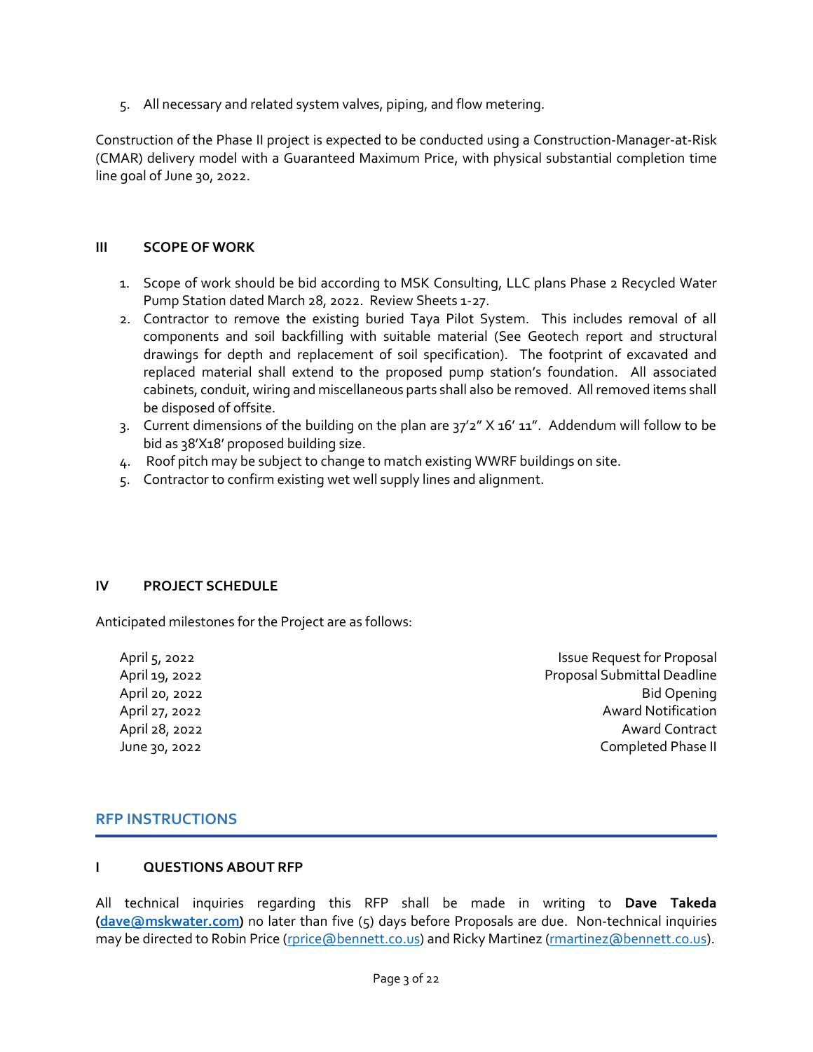5. All necessary and related system valves, piping, and flow metering.

Construction of the Phase II project is expected to be conducted using a Construction-Manager-at-Risk (CMAR) delivery model with a Guaranteed Maximum Price, with physical substantial completion time line goal of June 30, 2022.

### III SCOPE OF WORK

1. Scope of work should be bid according to MSK Consulting, LLC plans Phase 2 Recycled Water Pump Station dated March 28, 2022. Review Sheets 1-27.
2. Contractor to remove the existing buried Taya Pilot System. This includes removal of all components and soil backfilling with suitable material (See Geotech report and structural drawings for depth and replacement of soil specification). The footprint of excavated and replaced material shall extend to the proposed pump station's foundation. All associated cabinets, conduit, wiring and miscellaneous parts shall also be removed. All removed items shall be disposed of offsite.
3. Current dimensions of the building on the plan are 37'2" X 16' 11". Addendum will follow to be bid as 38'X18' proposed building size.
4. Roof pitch may be subject to change to match existing WWRF buildings on site.
5. Contractor to confirm existing wet well supply lines and alignment.

### IV PROJECT SCHEDULE

Anticipated milestones for the Project are as follows:

| Date | Milestone |
|---|---|
| April 5, 2022 | Issue Request for Proposal |
| April 19, 2022 | Proposal Submittal Deadline |
| April 20, 2022 | Bid Opening |
| April 27, 2022 | Award Notification |
| April 28, 2022 | Award Contract |
| June 30, 2022 | Completed Phase II |

## RFP INSTRUCTIONS

### I QUESTIONS ABOUT RFP

All technical inquiries regarding this RFP shall be made in writing to **Dave Takeda (dave@mskwater.com)** no later than five (5) days before Proposals are due. Non-technical inquiries may be directed to Robin Price (rprice@bennett.co.us) and Ricky Martinez (rmartinez@bennett.co.us).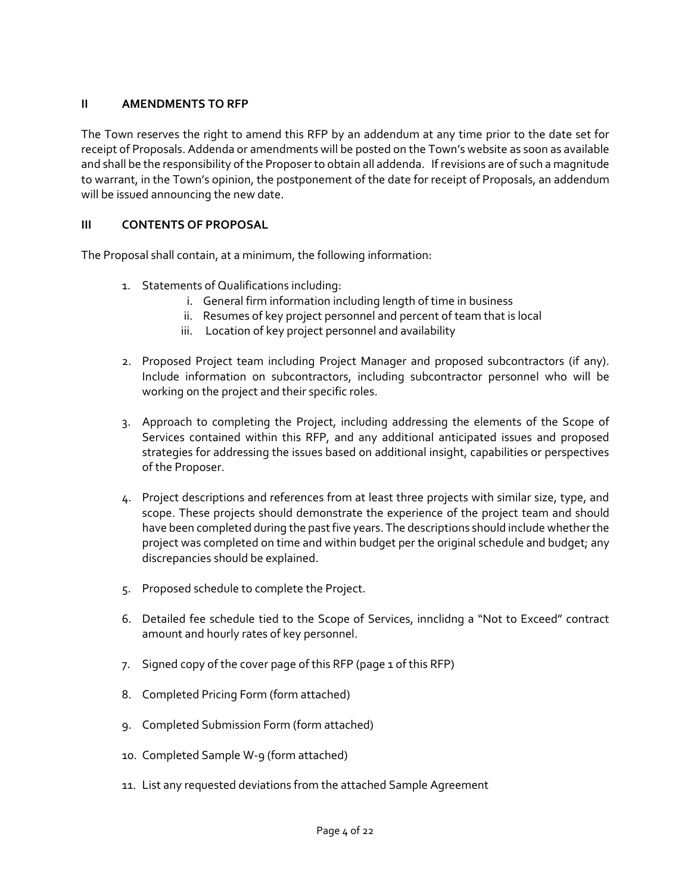## II AMENDMENTS TO RFP

The Town reserves the right to amend this RFP by an addendum at any time prior to the date set for receipt of Proposals. Addenda or amendments will be posted on the Town's website as soon as available and shall be the responsibility of the Proposer to obtain all addenda. If revisions are of such a magnitude to warrant, in the Town's opinion, the postponement of the date for receipt of Proposals, an addendum will be issued announcing the new date.

## III CONTENTS OF PROPOSAL

The Proposal shall contain, at a minimum, the following information:

1. Statements of Qualifications including:
   i. General firm information including length of time in business
   ii. Resumes of key project personnel and percent of team that is local
   iii. Location of key project personnel and availability

2. Proposed Project team including Project Manager and proposed subcontractors (if any). Include information on subcontractors, including subcontractor personnel who will be working on the project and their specific roles.

3. Approach to completing the Project, including addressing the elements of the Scope of Services contained within this RFP, and any additional anticipated issues and proposed strategies for addressing the issues based on additional insight, capabilities or perspectives of the Proposer.

4. Project descriptions and references from at least three projects with similar size, type, and scope. These projects should demonstrate the experience of the project team and should have been completed during the past five years. The descriptions should include whether the project was completed on time and within budget per the original schedule and budget; any discrepancies should be explained.

5. Proposed schedule to complete the Project.

6. Detailed fee schedule tied to the Scope of Services, innclidng a "Not to Exceed" contract amount and hourly rates of key personnel.

7. Signed copy of the cover page of this RFP (page 1 of this RFP)

8. Completed Pricing Form (form attached)

9. Completed Submission Form (form attached)

10. Completed Sample W-9 (form attached)

11. List any requested deviations from the attached Sample Agreement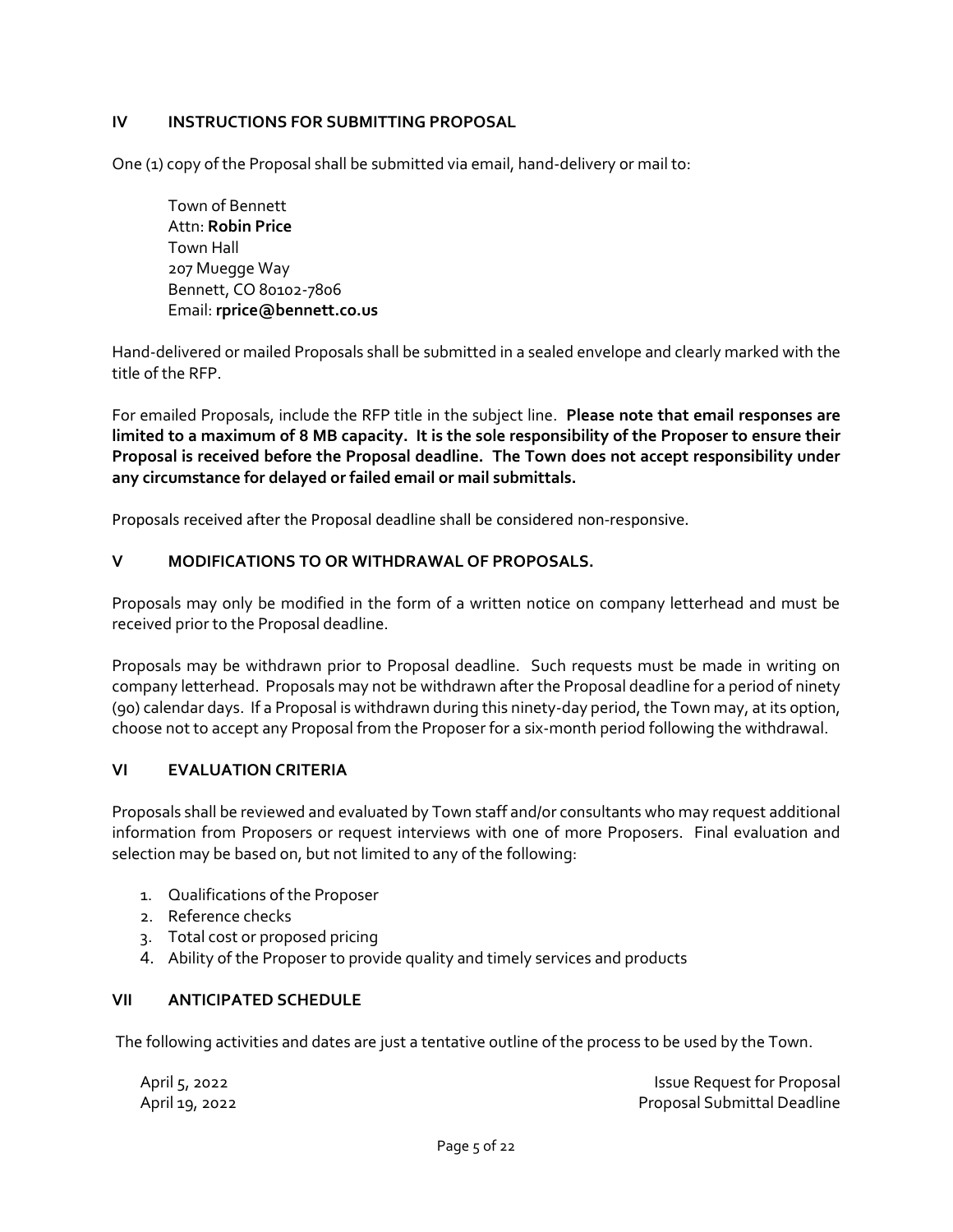## IV INSTRUCTIONS FOR SUBMITTING PROPOSAL

One (1) copy of the Proposal shall be submitted via email, hand-delivery or mail to:

Town of Bennett
Attn: **Robin Price**
Town Hall
207 Muegge Way
Bennett, CO 80102-7806
Email: **rprice@bennett.co.us**

Hand-delivered or mailed Proposals shall be submitted in a sealed envelope and clearly marked with the title of the RFP.

For emailed Proposals, include the RFP title in the subject line. **Please note that email responses are limited to a maximum of 8 MB capacity. It is the sole responsibility of the Proposer to ensure their Proposal is received before the Proposal deadline. The Town does not accept responsibility under any circumstance for delayed or failed email or mail submittals.**

Proposals received after the Proposal deadline shall be considered non-responsive.

## V MODIFICATIONS TO OR WITHDRAWAL OF PROPOSALS.

Proposals may only be modified in the form of a written notice on company letterhead and must be received prior to the Proposal deadline.

Proposals may be withdrawn prior to Proposal deadline. Such requests must be made in writing on company letterhead. Proposals may not be withdrawn after the Proposal deadline for a period of ninety (90) calendar days. If a Proposal is withdrawn during this ninety-day period, the Town may, at its option, choose not to accept any Proposal from the Proposer for a six-month period following the withdrawal.

## VI EVALUATION CRITERIA

Proposals shall be reviewed and evaluated by Town staff and/or consultants who may request additional information from Proposers or request interviews with one of more Proposers. Final evaluation and selection may be based on, but not limited to any of the following:

1. Qualifications of the Proposer
2. Reference checks
3. Total cost or proposed pricing
4. Ability of the Proposer to provide quality and timely services and products

## VII ANTICIPATED SCHEDULE

The following activities and dates are just a tentative outline of the process to be used by the Town.

| | |
|---|---|
| April 5, 2022 | Issue Request for Proposal |
| April 19, 2022 | Proposal Submittal Deadline |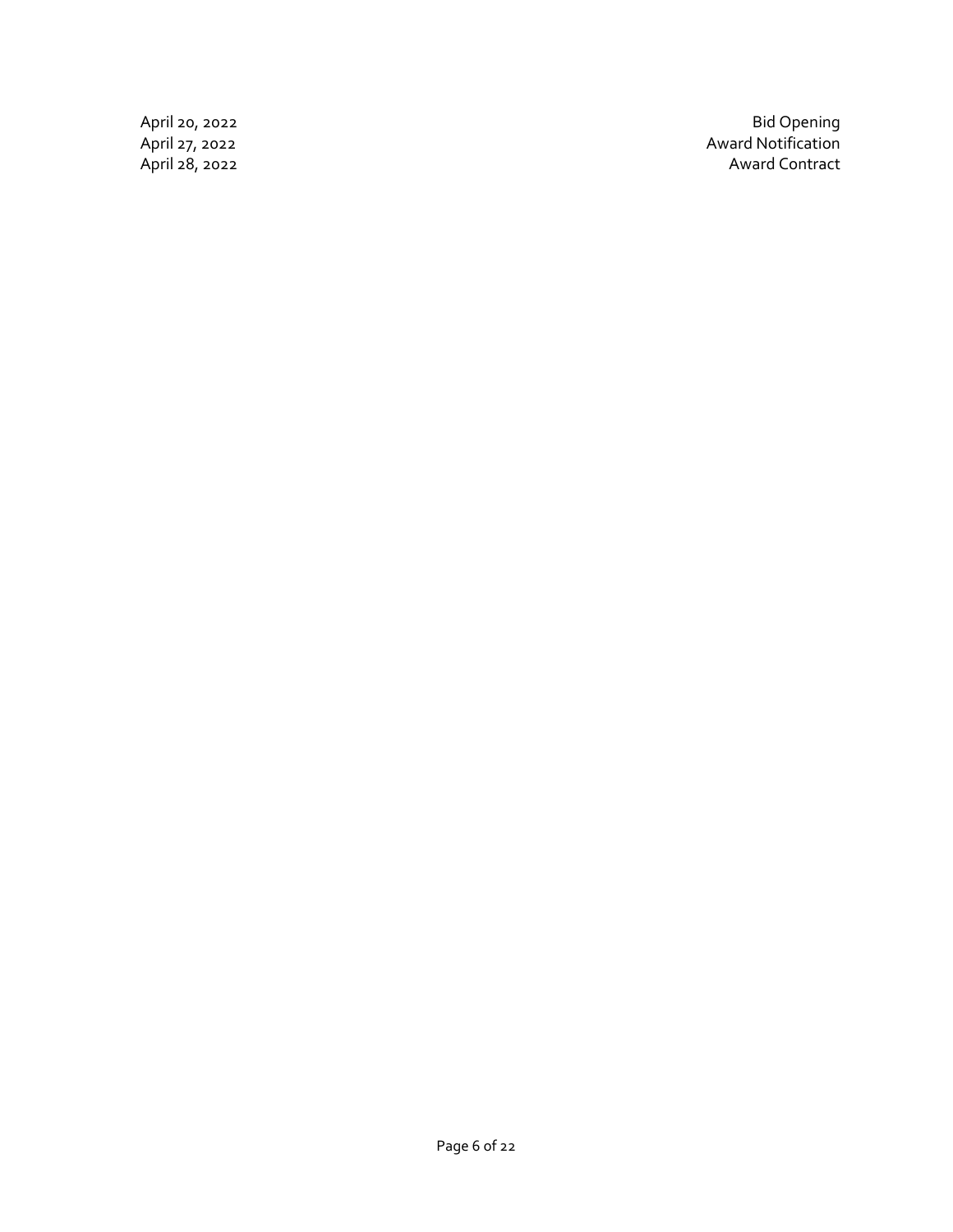| | |
|---|---|
| April 20, 2022 | Bid Opening |
| April 27, 2022 | Award Notification |
| April 28, 2022 | Award Contract |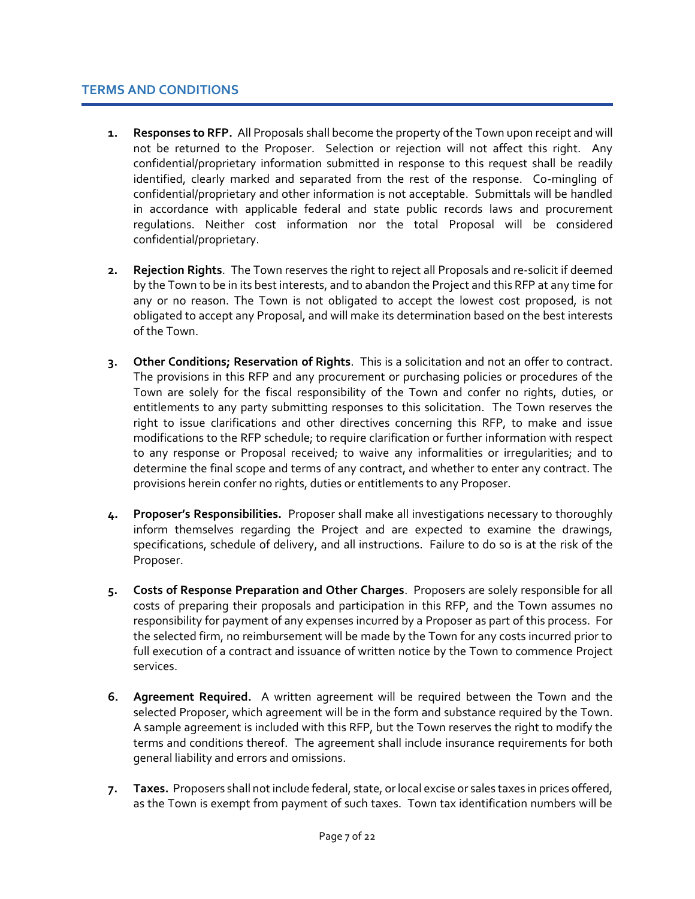## TERMS AND CONDITIONS

1. **Responses to RFP.** All Proposals shall become the property of the Town upon receipt and will not be returned to the Proposer. Selection or rejection will not affect this right. Any confidential/proprietary information submitted in response to this request shall be readily identified, clearly marked and separated from the rest of the response. Co-mingling of confidential/proprietary and other information is not acceptable. Submittals will be handled in accordance with applicable federal and state public records laws and procurement regulations. Neither cost information nor the total Proposal will be considered confidential/proprietary.

2. **Rejection Rights**. The Town reserves the right to reject all Proposals and re-solicit if deemed by the Town to be in its best interests, and to abandon the Project and this RFP at any time for any or no reason. The Town is not obligated to accept the lowest cost proposed, is not obligated to accept any Proposal, and will make its determination based on the best interests of the Town.

3. **Other Conditions; Reservation of Rights**. This is a solicitation and not an offer to contract. The provisions in this RFP and any procurement or purchasing policies or procedures of the Town are solely for the fiscal responsibility of the Town and confer no rights, duties, or entitlements to any party submitting responses to this solicitation. The Town reserves the right to issue clarifications and other directives concerning this RFP, to make and issue modifications to the RFP schedule; to require clarification or further information with respect to any response or Proposal received; to waive any informalities or irregularities; and to determine the final scope and terms of any contract, and whether to enter any contract. The provisions herein confer no rights, duties or entitlements to any Proposer.

4. **Proposer's Responsibilities.** Proposer shall make all investigations necessary to thoroughly inform themselves regarding the Project and are expected to examine the drawings, specifications, schedule of delivery, and all instructions. Failure to do so is at the risk of the Proposer.

5. **Costs of Response Preparation and Other Charges**. Proposers are solely responsible for all costs of preparing their proposals and participation in this RFP, and the Town assumes no responsibility for payment of any expenses incurred by a Proposer as part of this process. For the selected firm, no reimbursement will be made by the Town for any costs incurred prior to full execution of a contract and issuance of written notice by the Town to commence Project services.

6. **Agreement Required.** A written agreement will be required between the Town and the selected Proposer, which agreement will be in the form and substance required by the Town. A sample agreement is included with this RFP, but the Town reserves the right to modify the terms and conditions thereof. The agreement shall include insurance requirements for both general liability and errors and omissions.

7. **Taxes.** Proposers shall not include federal, state, or local excise or sales taxes in prices offered, as the Town is exempt from payment of such taxes. Town tax identification numbers will be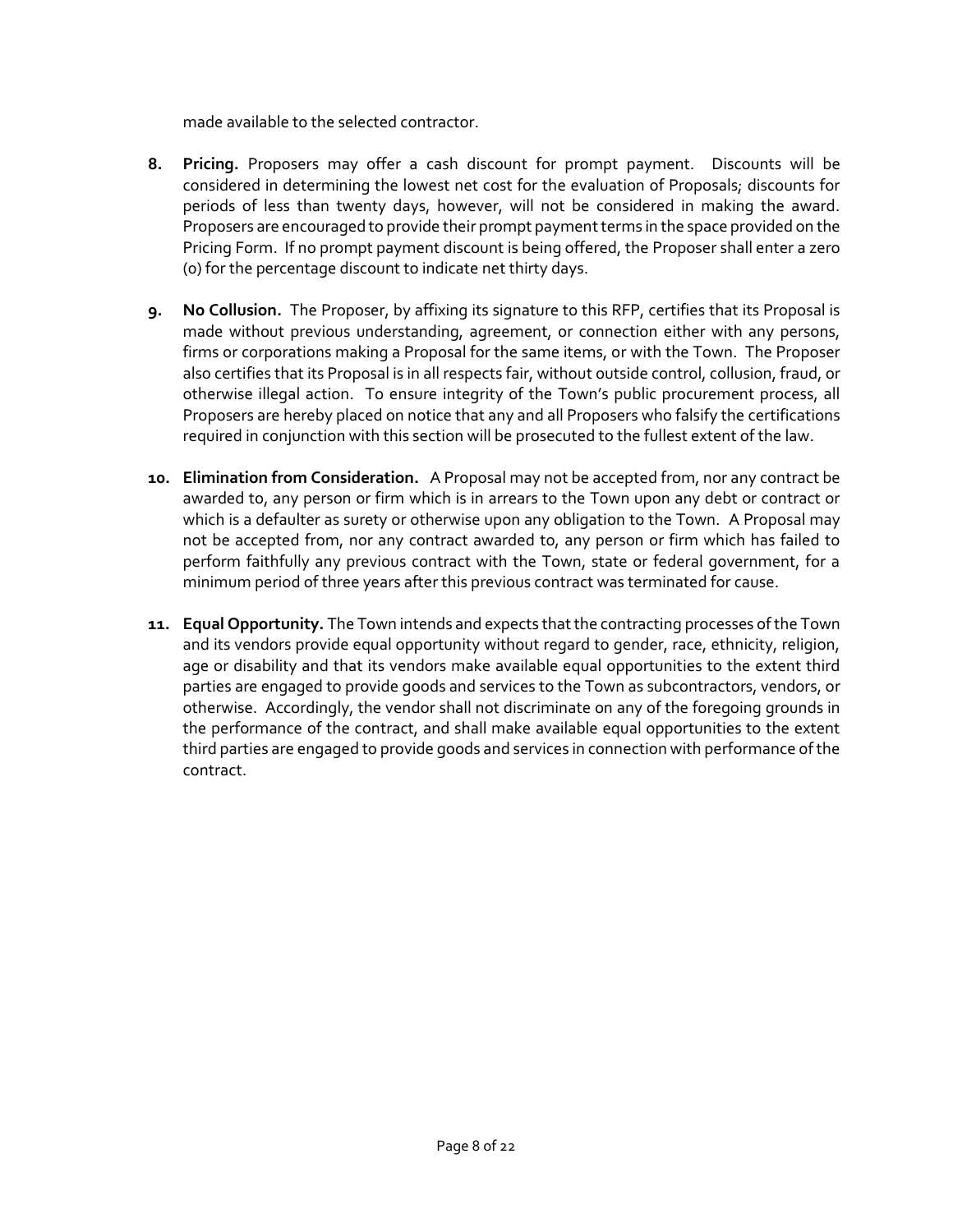made available to the selected contractor.

8. **Pricing.** Proposers may offer a cash discount for prompt payment. Discounts will be considered in determining the lowest net cost for the evaluation of Proposals; discounts for periods of less than twenty days, however, will not be considered in making the award. Proposers are encouraged to provide their prompt payment terms in the space provided on the Pricing Form. If no prompt payment discount is being offered, the Proposer shall enter a zero (0) for the percentage discount to indicate net thirty days.

9. **No Collusion.** The Proposer, by affixing its signature to this RFP, certifies that its Proposal is made without previous understanding, agreement, or connection either with any persons, firms or corporations making a Proposal for the same items, or with the Town. The Proposer also certifies that its Proposal is in all respects fair, without outside control, collusion, fraud, or otherwise illegal action. To ensure integrity of the Town's public procurement process, all Proposers are hereby placed on notice that any and all Proposers who falsify the certifications required in conjunction with this section will be prosecuted to the fullest extent of the law.

10. **Elimination from Consideration.** A Proposal may not be accepted from, nor any contract be awarded to, any person or firm which is in arrears to the Town upon any debt or contract or which is a defaulter as surety or otherwise upon any obligation to the Town. A Proposal may not be accepted from, nor any contract awarded to, any person or firm which has failed to perform faithfully any previous contract with the Town, state or federal government, for a minimum period of three years after this previous contract was terminated for cause.

11. **Equal Opportunity.** The Town intends and expects that the contracting processes of the Town and its vendors provide equal opportunity without regard to gender, race, ethnicity, religion, age or disability and that its vendors make available equal opportunities to the extent third parties are engaged to provide goods and services to the Town as subcontractors, vendors, or otherwise. Accordingly, the vendor shall not discriminate on any of the foregoing grounds in the performance of the contract, and shall make available equal opportunities to the extent third parties are engaged to provide goods and services in connection with performance of the contract.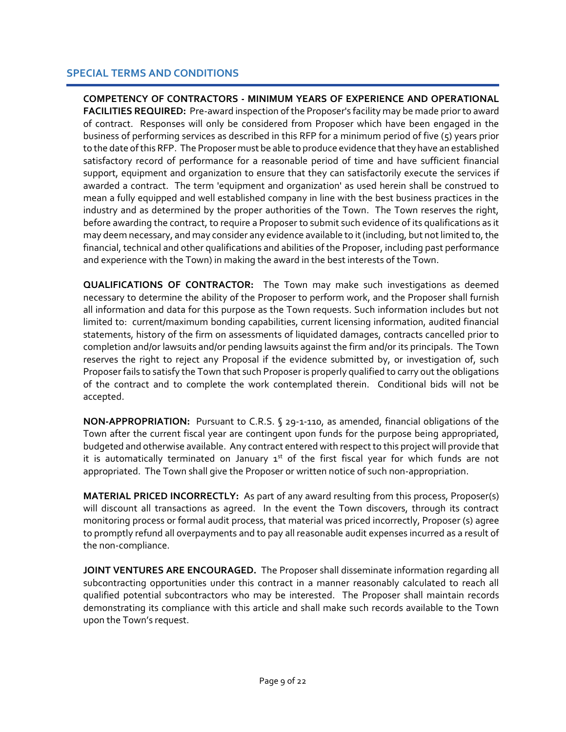## SPECIAL TERMS AND CONDITIONS

**COMPETENCY OF CONTRACTORS - MINIMUM YEARS OF EXPERIENCE AND OPERATIONAL FACILITIES REQUIRED:** Pre-award inspection of the Proposer's facility may be made prior to award of contract. Responses will only be considered from Proposer which have been engaged in the business of performing services as described in this RFP for a minimum period of five (5) years prior to the date of this RFP. The Proposer must be able to produce evidence that they have an established satisfactory record of performance for a reasonable period of time and have sufficient financial support, equipment and organization to ensure that they can satisfactorily execute the services if awarded a contract. The term 'equipment and organization' as used herein shall be construed to mean a fully equipped and well established company in line with the best business practices in the industry and as determined by the proper authorities of the Town. The Town reserves the right, before awarding the contract, to require a Proposer to submit such evidence of its qualifications as it may deem necessary, and may consider any evidence available to it (including, but not limited to, the financial, technical and other qualifications and abilities of the Proposer, including past performance and experience with the Town) in making the award in the best interests of the Town.

**QUALIFICATIONS OF CONTRACTOR:** The Town may make such investigations as deemed necessary to determine the ability of the Proposer to perform work, and the Proposer shall furnish all information and data for this purpose as the Town requests. Such information includes but not limited to: current/maximum bonding capabilities, current licensing information, audited financial statements, history of the firm on assessments of liquidated damages, contracts cancelled prior to completion and/or lawsuits and/or pending lawsuits against the firm and/or its principals. The Town reserves the right to reject any Proposal if the evidence submitted by, or investigation of, such Proposer fails to satisfy the Town that such Proposer is properly qualified to carry out the obligations of the contract and to complete the work contemplated therein. Conditional bids will not be accepted.

**NON-APPROPRIATION:** Pursuant to C.R.S. § 29-1-110, as amended, financial obligations of the Town after the current fiscal year are contingent upon funds for the purpose being appropriated, budgeted and otherwise available. Any contract entered with respect to this project will provide that it is automatically terminated on January 1st of the first fiscal year for which funds are not appropriated. The Town shall give the Proposer or written notice of such non-appropriation.

**MATERIAL PRICED INCORRECTLY:** As part of any award resulting from this process, Proposer(s) will discount all transactions as agreed. In the event the Town discovers, through its contract monitoring process or formal audit process, that material was priced incorrectly, Proposer (s) agree to promptly refund all overpayments and to pay all reasonable audit expenses incurred as a result of the non-compliance.

**JOINT VENTURES ARE ENCOURAGED.** The Proposer shall disseminate information regarding all subcontracting opportunities under this contract in a manner reasonably calculated to reach all qualified potential subcontractors who may be interested. The Proposer shall maintain records demonstrating its compliance with this article and shall make such records available to the Town upon the Town's request.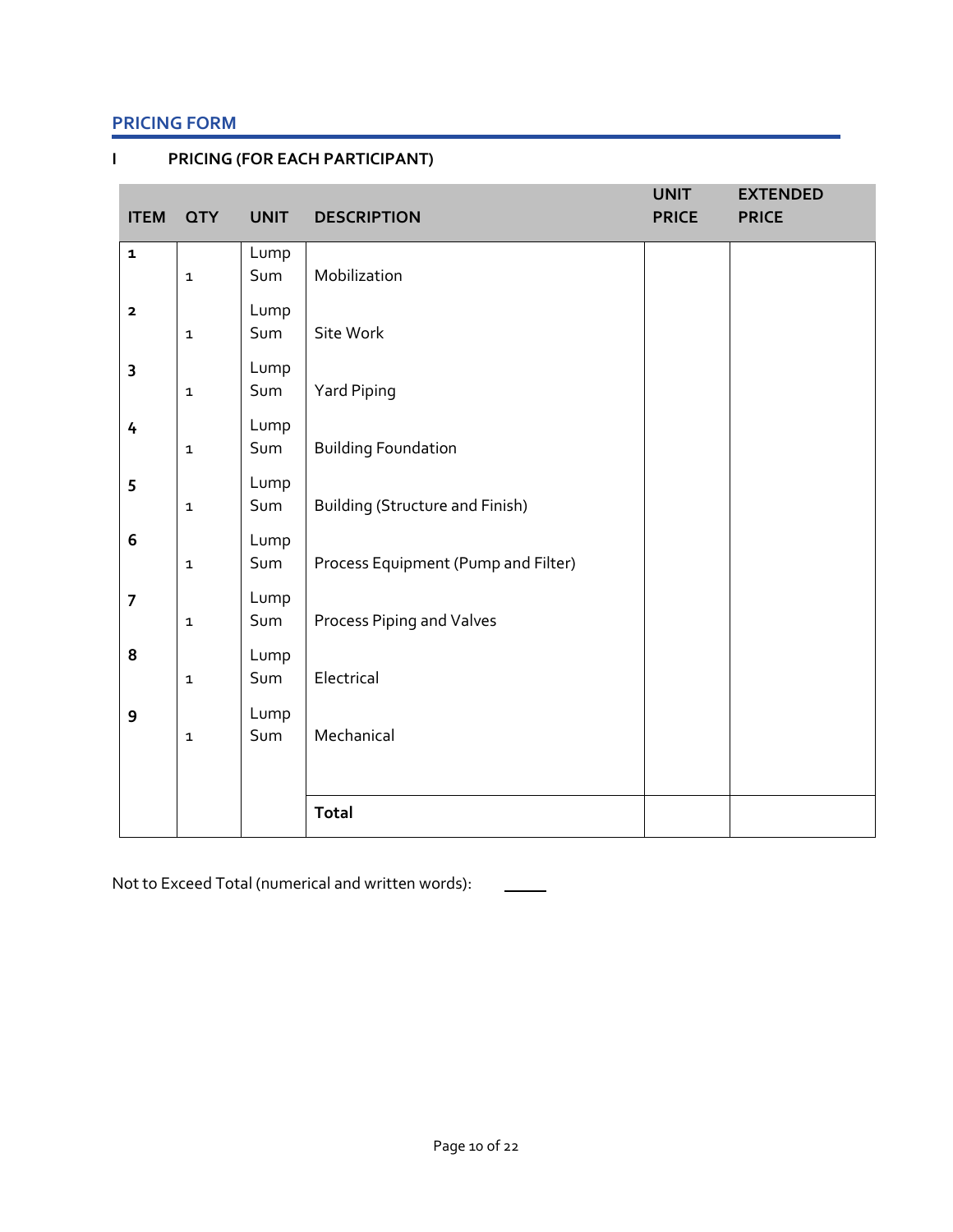## PRICING FORM

### I PRICING (FOR EACH PARTICIPANT)

| ITEM | QTY | UNIT | DESCRIPTION | UNIT PRICE | EXTENDED PRICE |
|---|---|---|---|---|---|
| 1 | 1 | Lump Sum | Mobilization | | |
| 2 | 1 | Lump Sum | Site Work | | |
| 3 | 1 | Lump Sum | Yard Piping | | |
| 4 | 1 | Lump Sum | Building Foundation | | |
| 5 | 1 | Lump Sum | Building (Structure and Finish) | | |
| 6 | 1 | Lump Sum | Process Equipment (Pump and Filter) | | |
| 7 | 1 | Lump Sum | Process Piping and Valves | | |
| 8 | 1 | Lump Sum | Electrical | | |
| 9 | 1 | Lump Sum | Mechanical | | |
| | | | **Total** | | |

Not to Exceed Total (numerical and written words): _____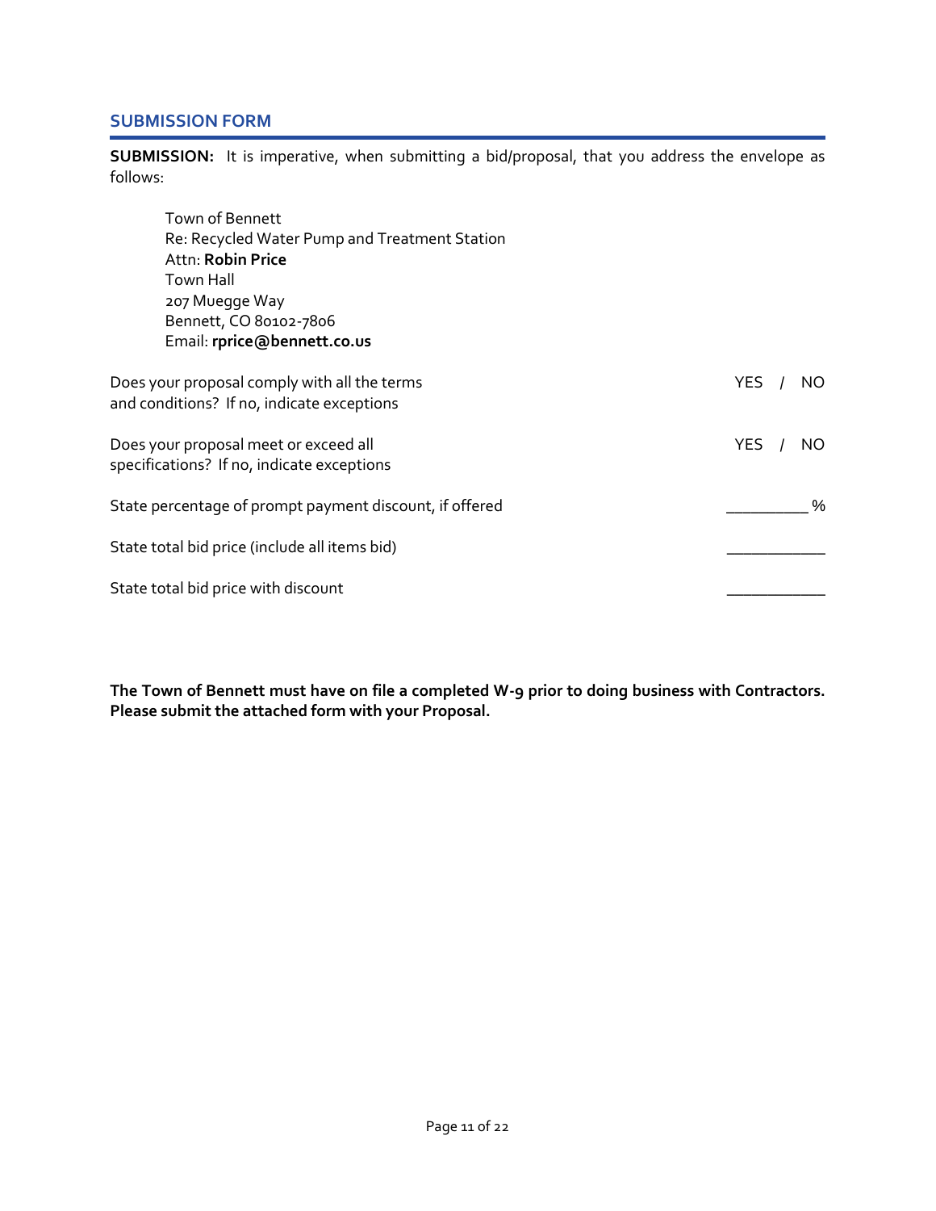## SUBMISSION FORM

**SUBMISSION:** It is imperative, when submitting a bid/proposal, that you address the envelope as follows:

> Town of Bennett
> Re: Recycled Water Pump and Treatment Station
> Attn: **Robin Price**
> Town Hall
> 207 Muegge Way
> Bennett, CO 80102-7806
> Email: **rprice@bennett.co.us**

| | |
|---|---|
| Does your proposal comply with all the terms and conditions? If no, indicate exceptions | YES / NO |
| Does your proposal meet or exceed all specifications? If no, indicate exceptions | YES / NO |
| State percentage of prompt payment discount, if offered | __________ % |
| State total bid price (include all items bid) | ____________ |
| State total bid price with discount | ____________ |

**The Town of Bennett must have on file a completed W-9 prior to doing business with Contractors. Please submit the attached form with your Proposal.**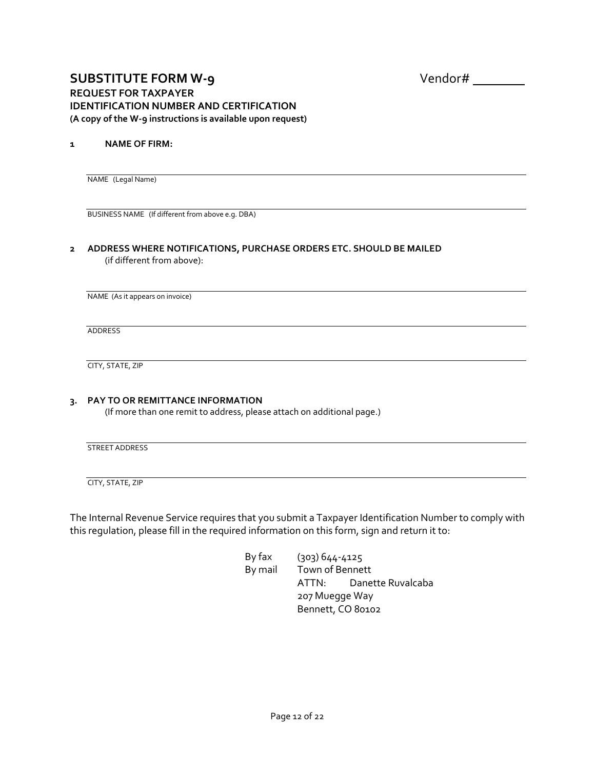## SUBSTITUTE FORM W-9

Vendor# ________

**REQUEST FOR TAXPAYER IDENTIFICATION NUMBER AND CERTIFICATION**
**(A copy of the W-9 instructions is available upon request)**

**1 NAME OF FIRM:**

_______________________________________________
NAME (Legal Name)

_______________________________________________
BUSINESS NAME (If different from above e.g. DBA)

**2 ADDRESS WHERE NOTIFICATIONS, PURCHASE ORDERS ETC. SHOULD BE MAILED**
(if different from above):

_______________________________________________
NAME (As it appears on invoice)

_______________________________________________
ADDRESS

_______________________________________________
CITY, STATE, ZIP

**3. PAY TO OR REMITTANCE INFORMATION**
(If more than one remit to address, please attach on additional page.)

_______________________________________________
STREET ADDRESS

_______________________________________________
CITY, STATE, ZIP

The Internal Revenue Service requires that you submit a Taxpayer Identification Number to comply with this regulation, please fill in the required information on this form, sign and return it to:

By fax (303) 644-4125
By mail Town of Bennett
ATTN: Danette Ruvalcaba
207 Muegge Way
Bennett, CO 80102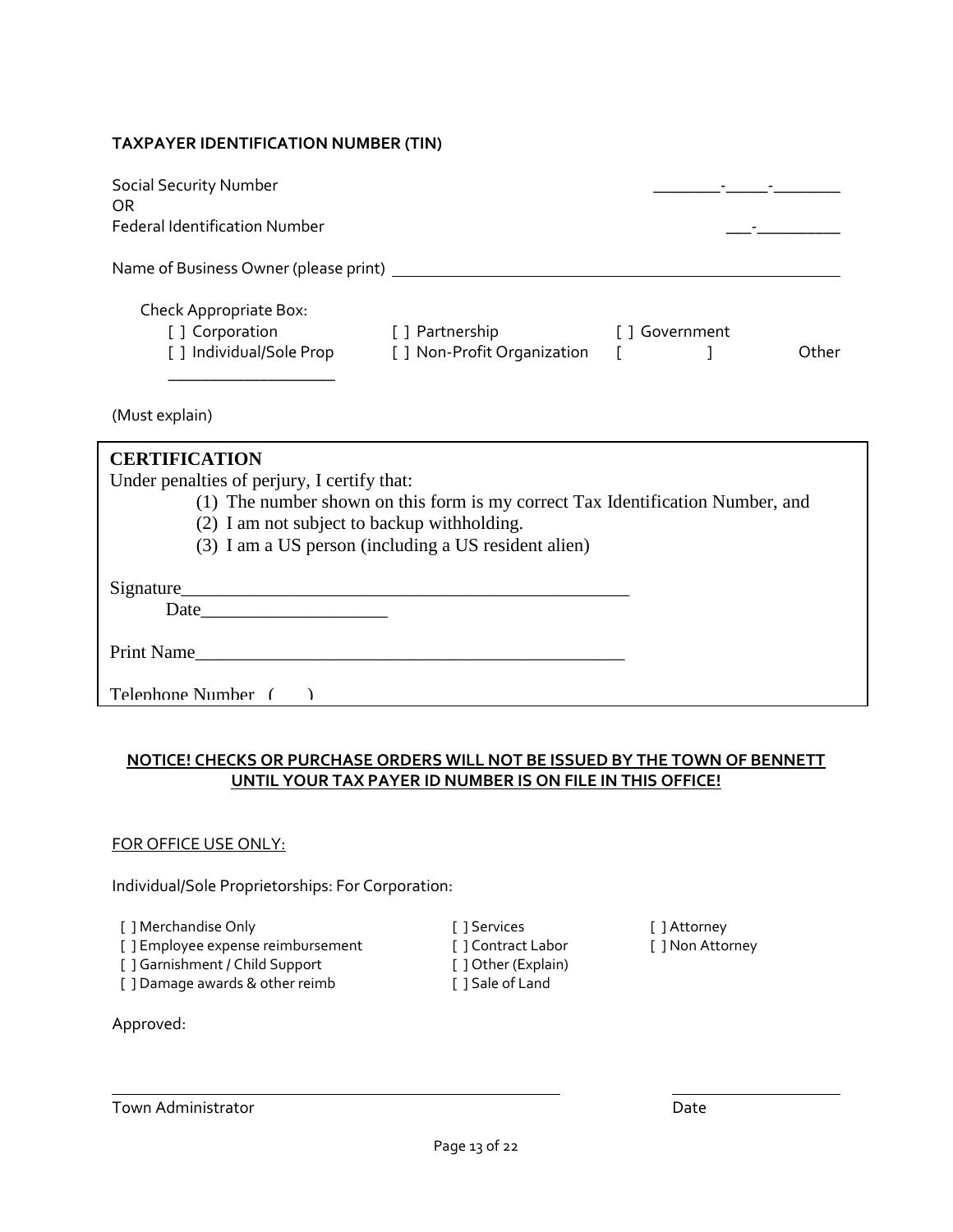**TAXPAYER IDENTIFICATION NUMBER (TIN)**

Social Security Number ________-_____-________
OR
Federal Identification Number ___-__________

Name of Business Owner (please print) ____________________________________________

Check Appropriate Box:

[ ] Corporation [ ] Partnership [ ] Government
[ ] Individual/Sole Prop [ ] Non-Profit Organization [ ] Other ___________________

(Must explain)

**CERTIFICATION**

Under penalties of perjury, I certify that:

(1) The number shown on this form is my correct Tax Identification Number, and
(2) I am not subject to backup withholding.
(3) I am a US person (including a US resident alien)

Signature_________________________________________________ Date____________________

Print Name_______________________________________________

Telephone Number ( )

**NOTICE! CHECKS OR PURCHASE ORDERS WILL NOT BE ISSUED BY THE TOWN OF BENNETT UNTIL YOUR TAX PAYER ID NUMBER IS ON FILE IN THIS OFFICE!**

FOR OFFICE USE ONLY:

Individual/Sole Proprietorships: For Corporation:

[ ] Merchandise Only [ ] Services [ ] Attorney
[ ] Employee expense reimbursement [ ] Contract Labor [ ] Non Attorney
[ ] Garnishment / Child Support [ ] Other (Explain)
[ ] Damage awards & other reimb [ ] Sale of Land

Approved:

______________________________________________ ____________________
Town Administrator Date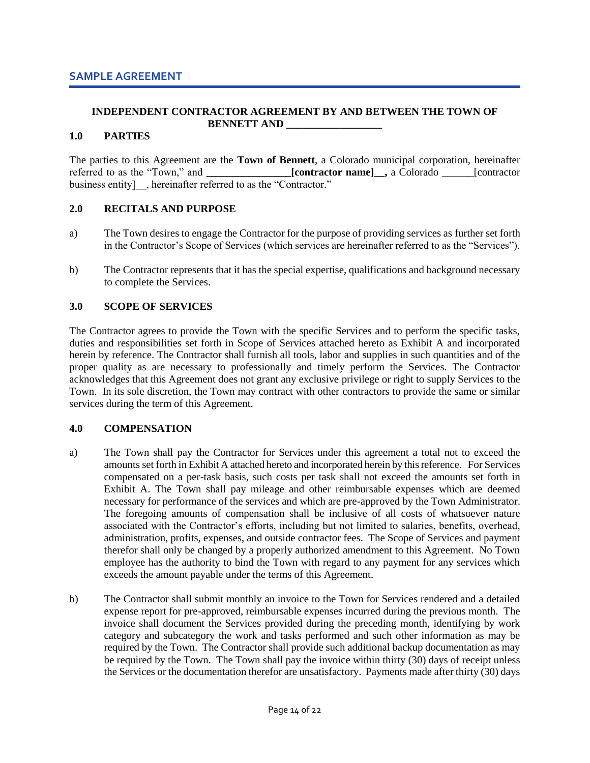## SAMPLE AGREEMENT

**INDEPENDENT CONTRACTOR AGREEMENT BY AND BETWEEN THE TOWN OF BENNETT AND __________________**

### 1.0 PARTIES

The parties to this Agreement are the **Town of Bennett**, a Colorado municipal corporation, hereinafter referred to as the "Town," and **________________[contractor name]__,** a Colorado ______[contractor business entity]__, hereinafter referred to as the "Contractor."

### 2.0 RECITALS AND PURPOSE

a) The Town desires to engage the Contractor for the purpose of providing services as further set forth in the Contractor's Scope of Services (which services are hereinafter referred to as the "Services").

b) The Contractor represents that it has the special expertise, qualifications and background necessary to complete the Services.

### 3.0 SCOPE OF SERVICES

The Contractor agrees to provide the Town with the specific Services and to perform the specific tasks, duties and responsibilities set forth in Scope of Services attached hereto as Exhibit A and incorporated herein by reference. The Contractor shall furnish all tools, labor and supplies in such quantities and of the proper quality as are necessary to professionally and timely perform the Services. The Contractor acknowledges that this Agreement does not grant any exclusive privilege or right to supply Services to the Town. In its sole discretion, the Town may contract with other contractors to provide the same or similar services during the term of this Agreement.

### 4.0 COMPENSATION

a) The Town shall pay the Contractor for Services under this agreement a total not to exceed the amounts set forth in Exhibit A attached hereto and incorporated herein by this reference. For Services compensated on a per-task basis, such costs per task shall not exceed the amounts set forth in Exhibit A. The Town shall pay mileage and other reimbursable expenses which are deemed necessary for performance of the services and which are pre-approved by the Town Administrator. The foregoing amounts of compensation shall be inclusive of all costs of whatsoever nature associated with the Contractor's efforts, including but not limited to salaries, benefits, overhead, administration, profits, expenses, and outside contractor fees. The Scope of Services and payment therefor shall only be changed by a properly authorized amendment to this Agreement. No Town employee has the authority to bind the Town with regard to any payment for any services which exceeds the amount payable under the terms of this Agreement.

b) The Contractor shall submit monthly an invoice to the Town for Services rendered and a detailed expense report for pre-approved, reimbursable expenses incurred during the previous month. The invoice shall document the Services provided during the preceding month, identifying by work category and subcategory the work and tasks performed and such other information as may be required by the Town. The Contractor shall provide such additional backup documentation as may be required by the Town. The Town shall pay the invoice within thirty (30) days of receipt unless the Services or the documentation therefor are unsatisfactory. Payments made after thirty (30) days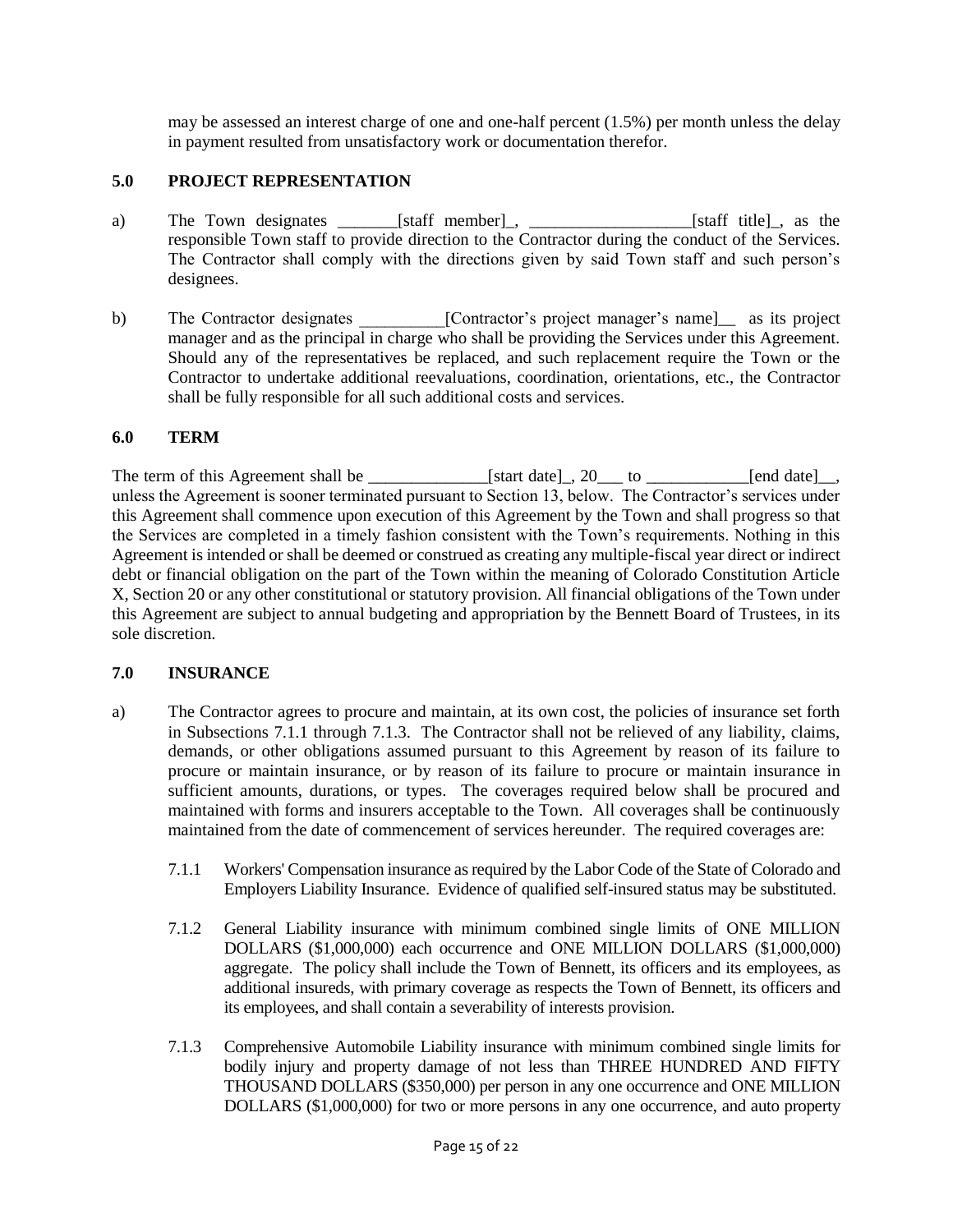may be assessed an interest charge of one and one-half percent (1.5%) per month unless the delay in payment resulted from unsatisfactory work or documentation therefor.

### 5.0 PROJECT REPRESENTATION

a) The Town designates _______[staff member]_, ___________________[staff title]_, as the responsible Town staff to provide direction to the Contractor during the conduct of the Services. The Contractor shall comply with the directions given by said Town staff and such person's designees.

b) The Contractor designates __________[Contractor's project manager's name]__ as its project manager and as the principal in charge who shall be providing the Services under this Agreement. Should any of the representatives be replaced, and such replacement require the Town or the Contractor to undertake additional reevaluations, coordination, orientations, etc., the Contractor shall be fully responsible for all such additional costs and services.

### 6.0 TERM

The term of this Agreement shall be ______________[start date]_, 20___ to ____________[end date]__, unless the Agreement is sooner terminated pursuant to Section 13, below. The Contractor's services under this Agreement shall commence upon execution of this Agreement by the Town and shall progress so that the Services are completed in a timely fashion consistent with the Town's requirements. Nothing in this Agreement is intended or shall be deemed or construed as creating any multiple-fiscal year direct or indirect debt or financial obligation on the part of the Town within the meaning of Colorado Constitution Article X, Section 20 or any other constitutional or statutory provision. All financial obligations of the Town under this Agreement are subject to annual budgeting and appropriation by the Bennett Board of Trustees, in its sole discretion.

### 7.0 INSURANCE

a) The Contractor agrees to procure and maintain, at its own cost, the policies of insurance set forth in Subsections 7.1.1 through 7.1.3. The Contractor shall not be relieved of any liability, claims, demands, or other obligations assumed pursuant to this Agreement by reason of its failure to procure or maintain insurance, or by reason of its failure to procure or maintain insurance in sufficient amounts, durations, or types. The coverages required below shall be procured and maintained with forms and insurers acceptable to the Town. All coverages shall be continuously maintained from the date of commencement of services hereunder. The required coverages are:

7.1.1 Workers' Compensation insurance as required by the Labor Code of the State of Colorado and Employers Liability Insurance. Evidence of qualified self-insured status may be substituted.

7.1.2 General Liability insurance with minimum combined single limits of ONE MILLION DOLLARS ($1,000,000) each occurrence and ONE MILLION DOLLARS ($1,000,000) aggregate. The policy shall include the Town of Bennett, its officers and its employees, as additional insureds, with primary coverage as respects the Town of Bennett, its officers and its employees, and shall contain a severability of interests provision.

7.1.3 Comprehensive Automobile Liability insurance with minimum combined single limits for bodily injury and property damage of not less than THREE HUNDRED AND FIFTY THOUSAND DOLLARS ($350,000) per person in any one occurrence and ONE MILLION DOLLARS ($1,000,000) for two or more persons in any one occurrence, and auto property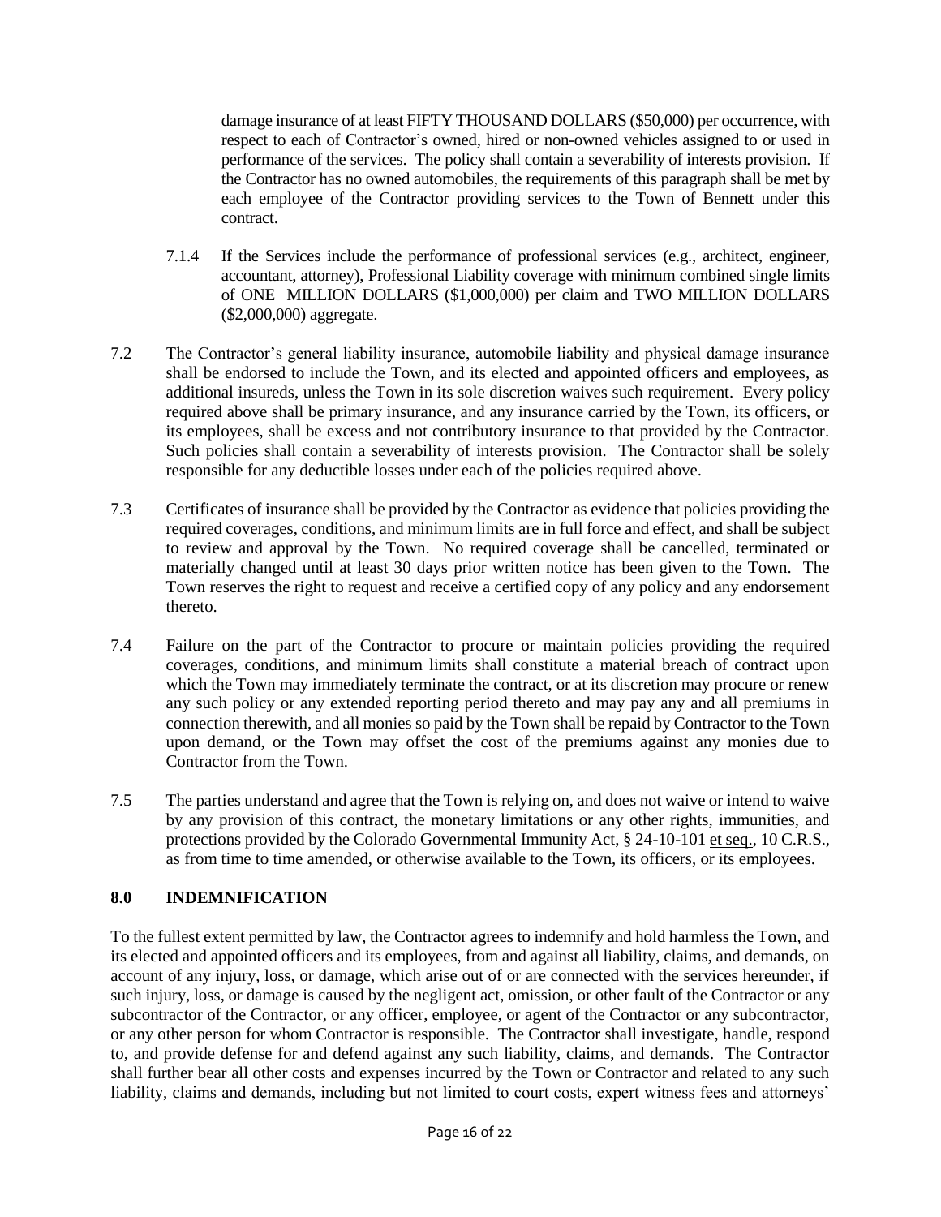damage insurance of at least FIFTY THOUSAND DOLLARS ($50,000) per occurrence, with respect to each of Contractor's owned, hired or non-owned vehicles assigned to or used in performance of the services. The policy shall contain a severability of interests provision. If the Contractor has no owned automobiles, the requirements of this paragraph shall be met by each employee of the Contractor providing services to the Town of Bennett under this contract.

7.1.4 If the Services include the performance of professional services (e.g., architect, engineer, accountant, attorney), Professional Liability coverage with minimum combined single limits of ONE MILLION DOLLARS ($1,000,000) per claim and TWO MILLION DOLLARS ($2,000,000) aggregate.

7.2 The Contractor's general liability insurance, automobile liability and physical damage insurance shall be endorsed to include the Town, and its elected and appointed officers and employees, as additional insureds, unless the Town in its sole discretion waives such requirement. Every policy required above shall be primary insurance, and any insurance carried by the Town, its officers, or its employees, shall be excess and not contributory insurance to that provided by the Contractor. Such policies shall contain a severability of interests provision. The Contractor shall be solely responsible for any deductible losses under each of the policies required above.

7.3 Certificates of insurance shall be provided by the Contractor as evidence that policies providing the required coverages, conditions, and minimum limits are in full force and effect, and shall be subject to review and approval by the Town. No required coverage shall be cancelled, terminated or materially changed until at least 30 days prior written notice has been given to the Town. The Town reserves the right to request and receive a certified copy of any policy and any endorsement thereto.

7.4 Failure on the part of the Contractor to procure or maintain policies providing the required coverages, conditions, and minimum limits shall constitute a material breach of contract upon which the Town may immediately terminate the contract, or at its discretion may procure or renew any such policy or any extended reporting period thereto and may pay any and all premiums in connection therewith, and all monies so paid by the Town shall be repaid by Contractor to the Town upon demand, or the Town may offset the cost of the premiums against any monies due to Contractor from the Town.

7.5 The parties understand and agree that the Town is relying on, and does not waive or intend to waive by any provision of this contract, the monetary limitations or any other rights, immunities, and protections provided by the Colorado Governmental Immunity Act, § 24-10-101 et seq., 10 C.R.S., as from time to time amended, or otherwise available to the Town, its officers, or its employees.

## 8.0 INDEMNIFICATION

To the fullest extent permitted by law, the Contractor agrees to indemnify and hold harmless the Town, and its elected and appointed officers and its employees, from and against all liability, claims, and demands, on account of any injury, loss, or damage, which arise out of or are connected with the services hereunder, if such injury, loss, or damage is caused by the negligent act, omission, or other fault of the Contractor or any subcontractor of the Contractor, or any officer, employee, or agent of the Contractor or any subcontractor, or any other person for whom Contractor is responsible. The Contractor shall investigate, handle, respond to, and provide defense for and defend against any such liability, claims, and demands. The Contractor shall further bear all other costs and expenses incurred by the Town or Contractor and related to any such liability, claims and demands, including but not limited to court costs, expert witness fees and attorneys'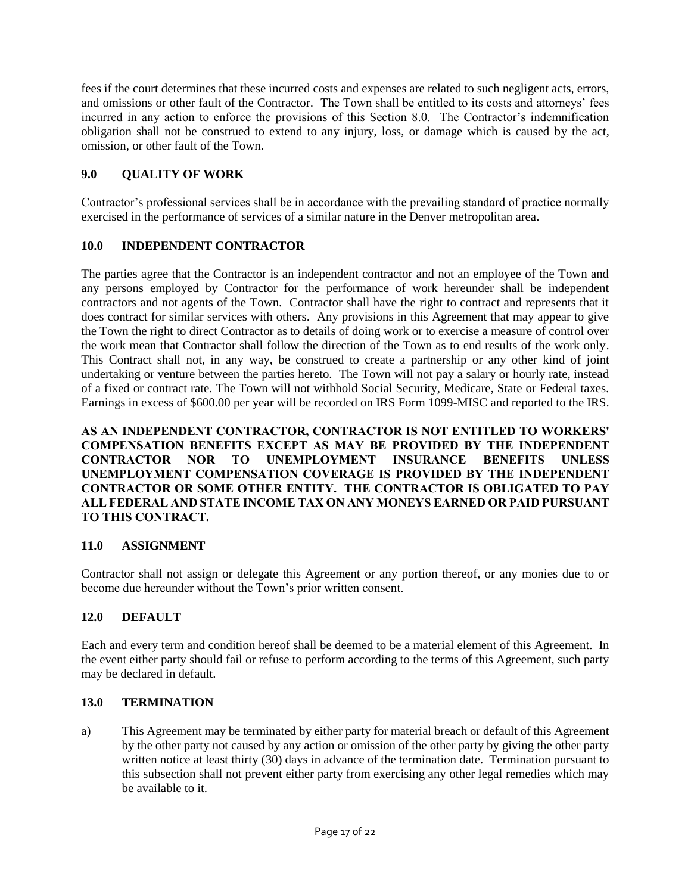fees if the court determines that these incurred costs and expenses are related to such negligent acts, errors, and omissions or other fault of the Contractor. The Town shall be entitled to its costs and attorneys' fees incurred in any action to enforce the provisions of this Section 8.0. The Contractor's indemnification obligation shall not be construed to extend to any injury, loss, or damage which is caused by the act, omission, or other fault of the Town.

## 9.0 QUALITY OF WORK

Contractor's professional services shall be in accordance with the prevailing standard of practice normally exercised in the performance of services of a similar nature in the Denver metropolitan area.

## 10.0 INDEPENDENT CONTRACTOR

The parties agree that the Contractor is an independent contractor and not an employee of the Town and any persons employed by Contractor for the performance of work hereunder shall be independent contractors and not agents of the Town. Contractor shall have the right to contract and represents that it does contract for similar services with others. Any provisions in this Agreement that may appear to give the Town the right to direct Contractor as to details of doing work or to exercise a measure of control over the work mean that Contractor shall follow the direction of the Town as to end results of the work only. This Contract shall not, in any way, be construed to create a partnership or any other kind of joint undertaking or venture between the parties hereto. The Town will not pay a salary or hourly rate, instead of a fixed or contract rate. The Town will not withhold Social Security, Medicare, State or Federal taxes. Earnings in excess of $600.00 per year will be recorded on IRS Form 1099-MISC and reported to the IRS.

**AS AN INDEPENDENT CONTRACTOR, CONTRACTOR IS NOT ENTITLED TO WORKERS' COMPENSATION BENEFITS EXCEPT AS MAY BE PROVIDED BY THE INDEPENDENT CONTRACTOR NOR TO UNEMPLOYMENT INSURANCE BENEFITS UNLESS UNEMPLOYMENT COMPENSATION COVERAGE IS PROVIDED BY THE INDEPENDENT CONTRACTOR OR SOME OTHER ENTITY. THE CONTRACTOR IS OBLIGATED TO PAY ALL FEDERAL AND STATE INCOME TAX ON ANY MONEYS EARNED OR PAID PURSUANT TO THIS CONTRACT.**

## 11.0 ASSIGNMENT

Contractor shall not assign or delegate this Agreement or any portion thereof, or any monies due to or become due hereunder without the Town's prior written consent.

## 12.0 DEFAULT

Each and every term and condition hereof shall be deemed to be a material element of this Agreement. In the event either party should fail or refuse to perform according to the terms of this Agreement, such party may be declared in default.

## 13.0 TERMINATION

a) This Agreement may be terminated by either party for material breach or default of this Agreement by the other party not caused by any action or omission of the other party by giving the other party written notice at least thirty (30) days in advance of the termination date. Termination pursuant to this subsection shall not prevent either party from exercising any other legal remedies which may be available to it.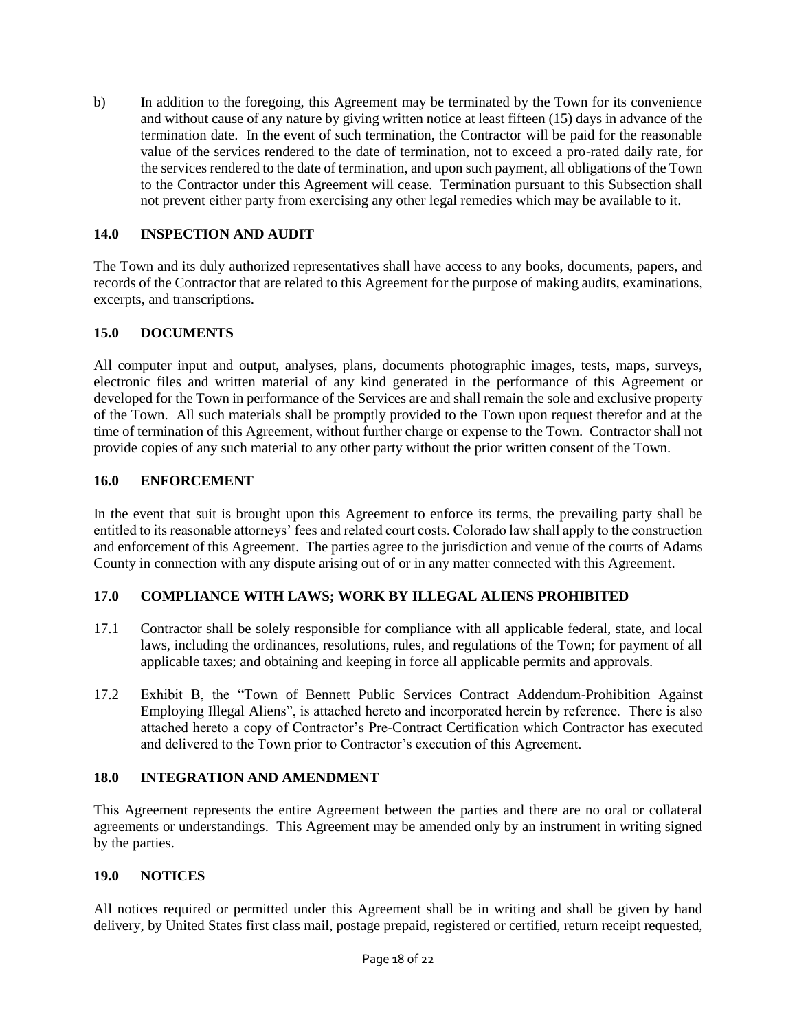b) In addition to the foregoing, this Agreement may be terminated by the Town for its convenience and without cause of any nature by giving written notice at least fifteen (15) days in advance of the termination date. In the event of such termination, the Contractor will be paid for the reasonable value of the services rendered to the date of termination, not to exceed a pro-rated daily rate, for the services rendered to the date of termination, and upon such payment, all obligations of the Town to the Contractor under this Agreement will cease. Termination pursuant to this Subsection shall not prevent either party from exercising any other legal remedies which may be available to it.

## 14.0 INSPECTION AND AUDIT

The Town and its duly authorized representatives shall have access to any books, documents, papers, and records of the Contractor that are related to this Agreement for the purpose of making audits, examinations, excerpts, and transcriptions.

## 15.0 DOCUMENTS

All computer input and output, analyses, plans, documents photographic images, tests, maps, surveys, electronic files and written material of any kind generated in the performance of this Agreement or developed for the Town in performance of the Services are and shall remain the sole and exclusive property of the Town. All such materials shall be promptly provided to the Town upon request therefor and at the time of termination of this Agreement, without further charge or expense to the Town. Contractor shall not provide copies of any such material to any other party without the prior written consent of the Town.

## 16.0 ENFORCEMENT

In the event that suit is brought upon this Agreement to enforce its terms, the prevailing party shall be entitled to its reasonable attorneys' fees and related court costs. Colorado law shall apply to the construction and enforcement of this Agreement. The parties agree to the jurisdiction and venue of the courts of Adams County in connection with any dispute arising out of or in any matter connected with this Agreement.

## 17.0 COMPLIANCE WITH LAWS; WORK BY ILLEGAL ALIENS PROHIBITED

17.1 Contractor shall be solely responsible for compliance with all applicable federal, state, and local laws, including the ordinances, resolutions, rules, and regulations of the Town; for payment of all applicable taxes; and obtaining and keeping in force all applicable permits and approvals.

17.2 Exhibit B, the "Town of Bennett Public Services Contract Addendum-Prohibition Against Employing Illegal Aliens", is attached hereto and incorporated herein by reference. There is also attached hereto a copy of Contractor's Pre-Contract Certification which Contractor has executed and delivered to the Town prior to Contractor's execution of this Agreement.

## 18.0 INTEGRATION AND AMENDMENT

This Agreement represents the entire Agreement between the parties and there are no oral or collateral agreements or understandings. This Agreement may be amended only by an instrument in writing signed by the parties.

## 19.0 NOTICES

All notices required or permitted under this Agreement shall be in writing and shall be given by hand delivery, by United States first class mail, postage prepaid, registered or certified, return receipt requested,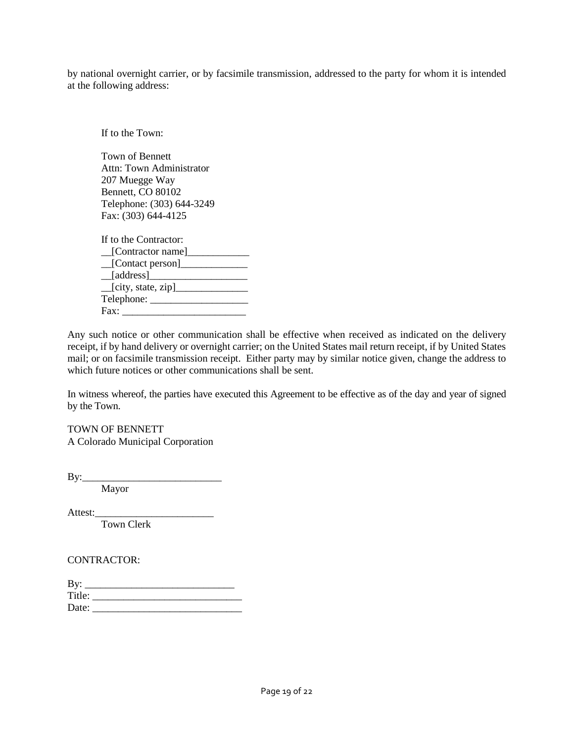by national overnight carrier, or by facsimile transmission, addressed to the party for whom it is intended at the following address:

If to the Town:

Town of Bennett
Attn: Town Administrator
207 Muegge Way
Bennett, CO 80102
Telephone: (303) 644-3249
Fax: (303) 644-4125

If to the Contractor:
__[Contractor name]____________
__[Contact person]_____________
__[address]___________________
__[city, state, zip]______________
Telephone: ___________________
Fax: ________________________

Any such notice or other communication shall be effective when received as indicated on the delivery receipt, if by hand delivery or overnight carrier; on the United States mail return receipt, if by United States mail; or on facsimile transmission receipt. Either party may by similar notice given, change the address to which future notices or other communications shall be sent.

In witness whereof, the parties have executed this Agreement to be effective as of the day and year of signed by the Town.

TOWN OF BENNETT
A Colorado Municipal Corporation

By:___________________________
Mayor

Attest:_______________________
Town Clerk

CONTRACTOR:

By: ____________________________
Title: ____________________________
Date: _____________________________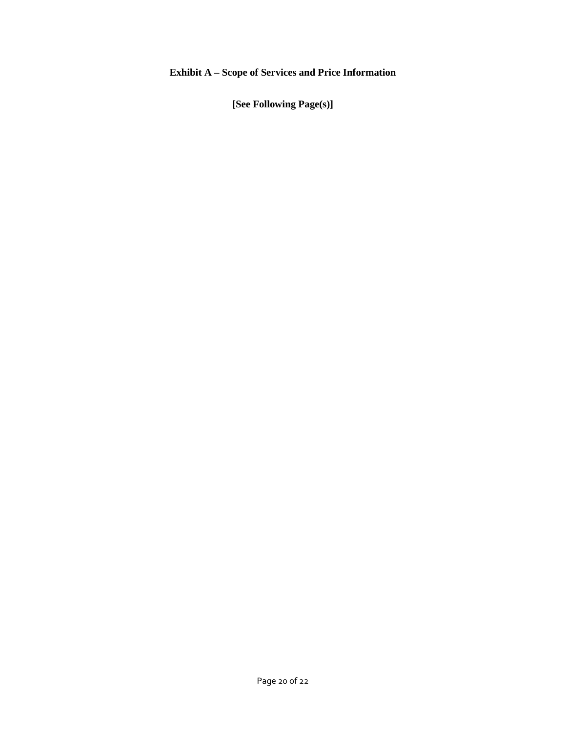# Exhibit A – Scope of Services and Price Information

**[See Following Page(s)]**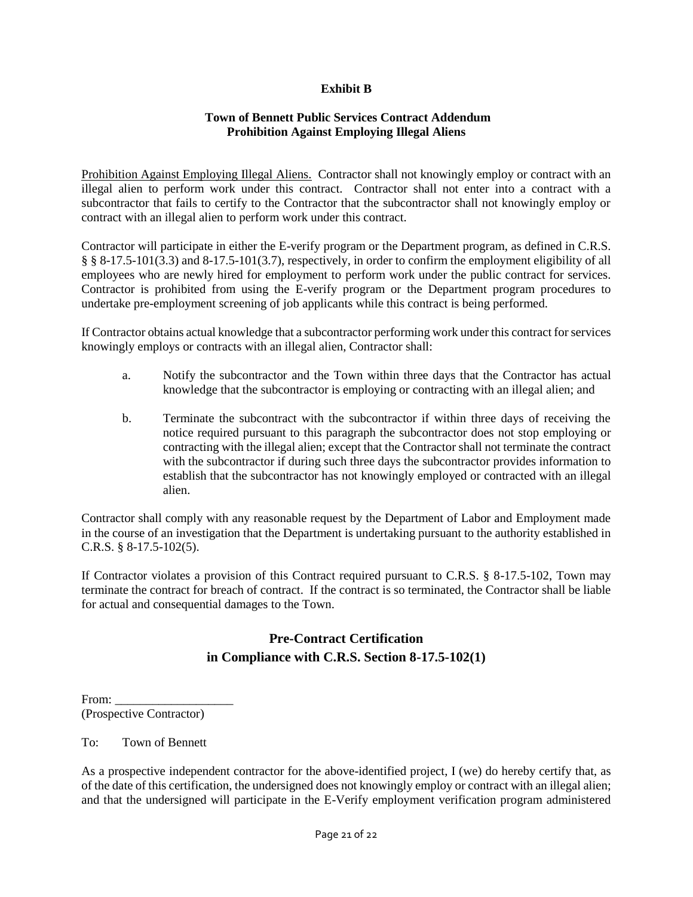**Exhibit B**

**Town of Bennett Public Services Contract Addendum**
**Prohibition Against Employing Illegal Aliens**

Prohibition Against Employing Illegal Aliens. Contractor shall not knowingly employ or contract with an illegal alien to perform work under this contract. Contractor shall not enter into a contract with a subcontractor that fails to certify to the Contractor that the subcontractor shall not knowingly employ or contract with an illegal alien to perform work under this contract.

Contractor will participate in either the E-verify program or the Department program, as defined in C.R.S. § § 8-17.5-101(3.3) and 8-17.5-101(3.7), respectively, in order to confirm the employment eligibility of all employees who are newly hired for employment to perform work under the public contract for services. Contractor is prohibited from using the E-verify program or the Department program procedures to undertake pre-employment screening of job applicants while this contract is being performed.

If Contractor obtains actual knowledge that a subcontractor performing work under this contract for services knowingly employs or contracts with an illegal alien, Contractor shall:

a. Notify the subcontractor and the Town within three days that the Contractor has actual knowledge that the subcontractor is employing or contracting with an illegal alien; and

b. Terminate the subcontract with the subcontractor if within three days of receiving the notice required pursuant to this paragraph the subcontractor does not stop employing or contracting with the illegal alien; except that the Contractor shall not terminate the contract with the subcontractor if during such three days the subcontractor provides information to establish that the subcontractor has not knowingly employed or contracted with an illegal alien.

Contractor shall comply with any reasonable request by the Department of Labor and Employment made in the course of an investigation that the Department is undertaking pursuant to the authority established in C.R.S. § 8-17.5-102(5).

If Contractor violates a provision of this Contract required pursuant to C.R.S. § 8-17.5-102, Town may terminate the contract for breach of contract. If the contract is so terminated, the Contractor shall be liable for actual and consequential damages to the Town.

## Pre-Contract Certification in Compliance with C.R.S. Section 8-17.5-102(1)

From: ___________________
(Prospective Contractor)

To: Town of Bennett

As a prospective independent contractor for the above-identified project, I (we) do hereby certify that, as of the date of this certification, the undersigned does not knowingly employ or contract with an illegal alien; and that the undersigned will participate in the E-Verify employment verification program administered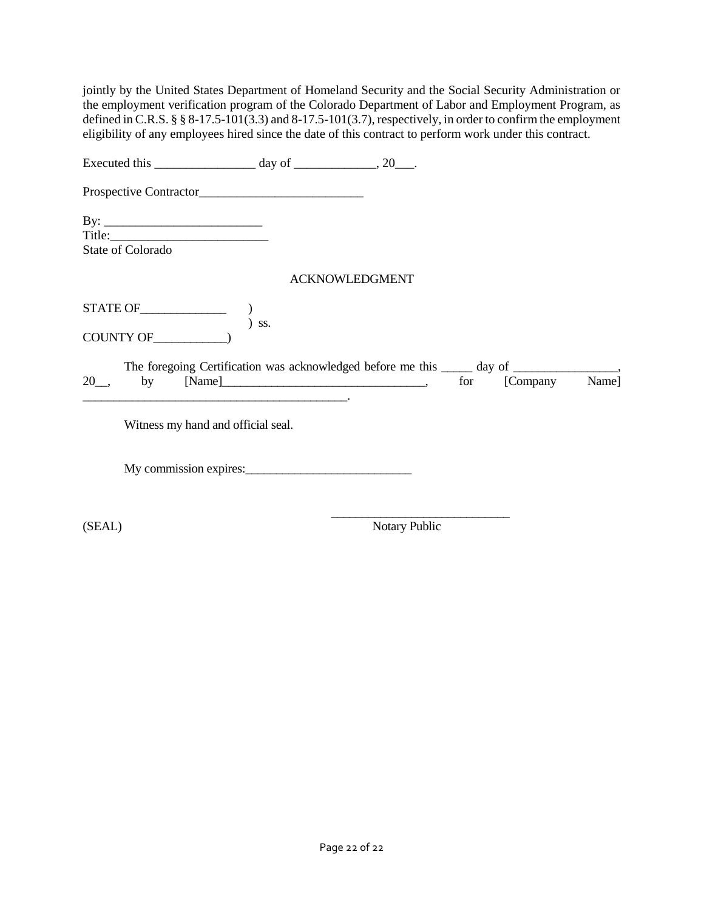jointly by the United States Department of Homeland Security and the Social Security Administration or the employment verification program of the Colorado Department of Labor and Employment Program, as defined in C.R.S. § § 8-17.5-101(3.3) and 8-17.5-101(3.7), respectively, in order to confirm the employment eligibility of any employees hired since the date of this contract to perform work under this contract.

Executed this ________________ day of _____________, 20___.

Prospective Contractor__________________________

By: _________________________
Title:_________________________
State of Colorado

ACKNOWLEDGMENT

STATE OF______________ )
) ss.
COUNTY OF____________)

The foregoing Certification was acknowledged before me this _____ day of ________________, 20__, by [Name]________________________________, for [Company Name] ___________________________________________.

Witness my hand and official seal.

My commission expires:___________________________

(SEAL) ____________________________
Notary Public